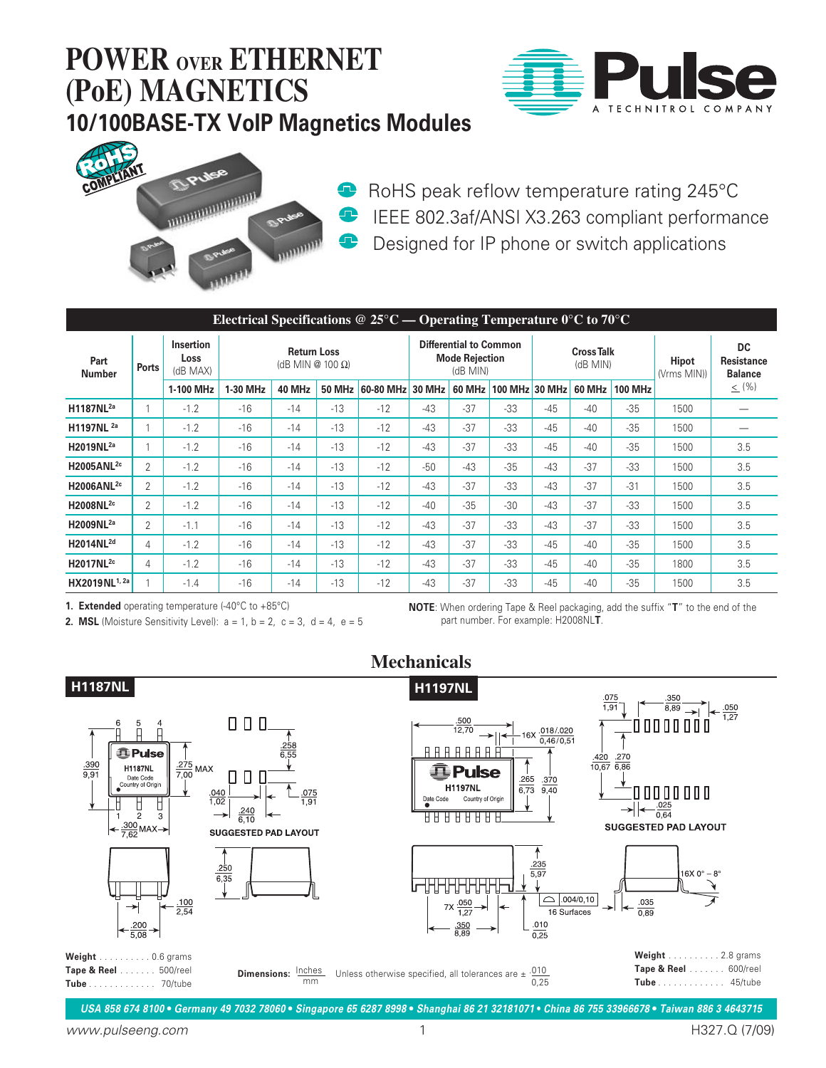# POWER OVER ETHERNET (PoE) MAGNETICS

## 10/100BASE-TX VoIP Magnetics Modules

- RoHS peak reflow temperature rating 245°C
- IEEE 802.3af/ANSI X3.263 compliant performance
- Designed for IP phone or switch applications

### Electrical Specifications @ 25°C — Operating Temperature 0°C to 70°C

| Part Number | Ports | Insertion Loss (dB MAX) | Return Loss (dB MIN @ 100 Ω) | | | | Differential to Common Mode Rejection (dB MIN) | | | Cross Talk (dB MIN) | | | Hipot (Vrms MIN) | DC Resistance Balance ≤ (%) |
|---|---|---|---|---|---|---|---|---|---|---|---|---|---|---|
| | | 1-100 MHz | 1-30 MHz | 40 MHz | 50 MHz | 60-80 MHz | 30 MHz | 60 MHz | 100 MHz | 30 MHz | 60 MHz | 100 MHz | | |
| H1187NL[2a] | 1 | -1.2 | -16 | -14 | -13 | -12 | -43 | -37 | -33 | -45 | -40 | -35 | 1500 | — |
| H1197NL [2a] | 1 | -1.2 | -16 | -14 | -13 | -12 | -43 | -37 | -33 | -45 | -40 | -35 | 1500 | — |
| H2019NL[2a] | 1 | -1.2 | -16 | -14 | -13 | -12 | -43 | -37 | -33 | -45 | -40 | -35 | 1500 | 3.5 |
| H2005ANL[2c] | 2 | -1.2 | -16 | -14 | -13 | -12 | -50 | -43 | -35 | -43 | -37 | -33 | 1500 | 3.5 |
| H2006ANL[2c] | 2 | -1.2 | -16 | -14 | -13 | -12 | -43 | -37 | -33 | -43 | -37 | -31 | 1500 | 3.5 |
| H2008NL[2c] | 2 | -1.2 | -16 | -14 | -13 | -12 | -40 | -35 | -30 | -43 | -37 | -33 | 1500 | 3.5 |
| H2009NL[2a] | 2 | -1.1 | -16 | -14 | -13 | -12 | -43 | -37 | -33 | -43 | -37 | -33 | 1500 | 3.5 |
| H2014NL[2d] | 4 | -1.2 | -16 | -14 | -13 | -12 | -43 | -37 | -33 | -45 | -40 | -35 | 1500 | 3.5 |
| H2017NL[2c] | 4 | -1.2 | -16 | -14 | -13 | -12 | -43 | -37 | -33 | -45 | -40 | -35 | 1800 | 3.5 |
| HX2019NL[1, 2a] | 1 | -1.4 | -16 | -14 | -13 | -12 | -43 | -37 | -33 | -45 | -40 | -35 | 1500 | 3.5 |

1. **Extended** operating temperature (-40°C to +85°C)
2. **MSL** (Moisture Sensitivity Level): a = 1, b = 2, c = 3, d = 4, e = 5

**NOTE**: When ordering Tape & Reel packaging, add the suffix "**T**" to the end of the part number. For example: H2008NL**T**.

## Mechanicals

### H1187NL

SUGGESTED PAD LAYOUT

**Weight** . . . . . . . . . . 0.6 grams
**Tape & Reel** . . . . . . . 500/reel
**Tube** . . . . . . . . . . . . . 70/tube

### H1197NL

SUGGESTED PAD LAYOUT

**Weight** . . . . . . . . . . 2.8 grams
**Tape & Reel** . . . . . . . 600/reel
**Tube** . . . . . . . . . . . . . 45/tube

**Dimensions:** Inches / mm — Unless otherwise specified, all tolerances are ± .010 / 0,25

*USA 858 674 8100 • Germany 49 7032 78060 • Singapore 65 6287 8998 • Shanghai 86 21 32181071 • China 86 755 33966678 • Taiwan 886 3 4643715*

www.pulseeng.com

H327.Q (7/09)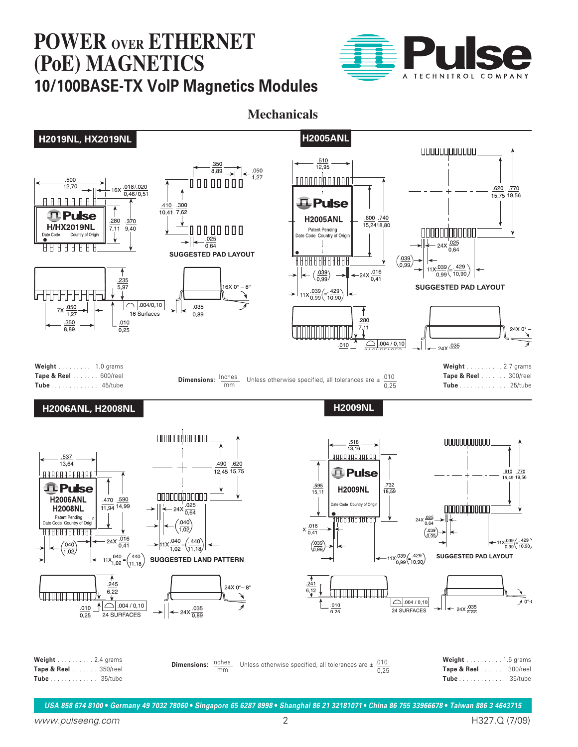# POWER over ETHERNET (PoE) MAGNETICS

## 10/100BASE-TX VoIP Magnetics Modules

## Mechanicals

### H2019NL, HX2019NL

SUGGESTED PAD LAYOUT

**Weight** ......... 1.0 grams
**Tape & Reel** ....... 600/reel
**Tube** ............. 45/tube

### H2005ANL

SUGGESTED PAD LAYOUT

**Weight** .......... 2.7 grams
**Tape & Reel** ....... 300/reel
**Tube** .............. 25/tube

**Dimensions:** Inches / mm — Unless otherwise specified, all tolerances are ± .010 / 0,25

### H2006ANL, H2008NL

SUGGESTED LAND PATTERN

**Weight** .......... 2.4 grams
**Tape & Reel** ....... 350/reel
**Tube** ............. 35/tube

### H2009NL

SUGGESTED PAD LAYOUT

**Weight** .......... 1.6 grams
**Tape & Reel** ....... 300/reel
**Tube** ............. 35/tube

**Dimensions:** Inches / mm — Unless otherwise specified, all tolerances are ± .010 / 0,25

*USA 858 674 8100 • Germany 49 7032 78060 • Singapore 65 6287 8998 • Shanghai 86 21 32181071 • China 86 755 33966678 • Taiwan 886 3 4643715*

www.pulseeng.com — H327.Q (7/09)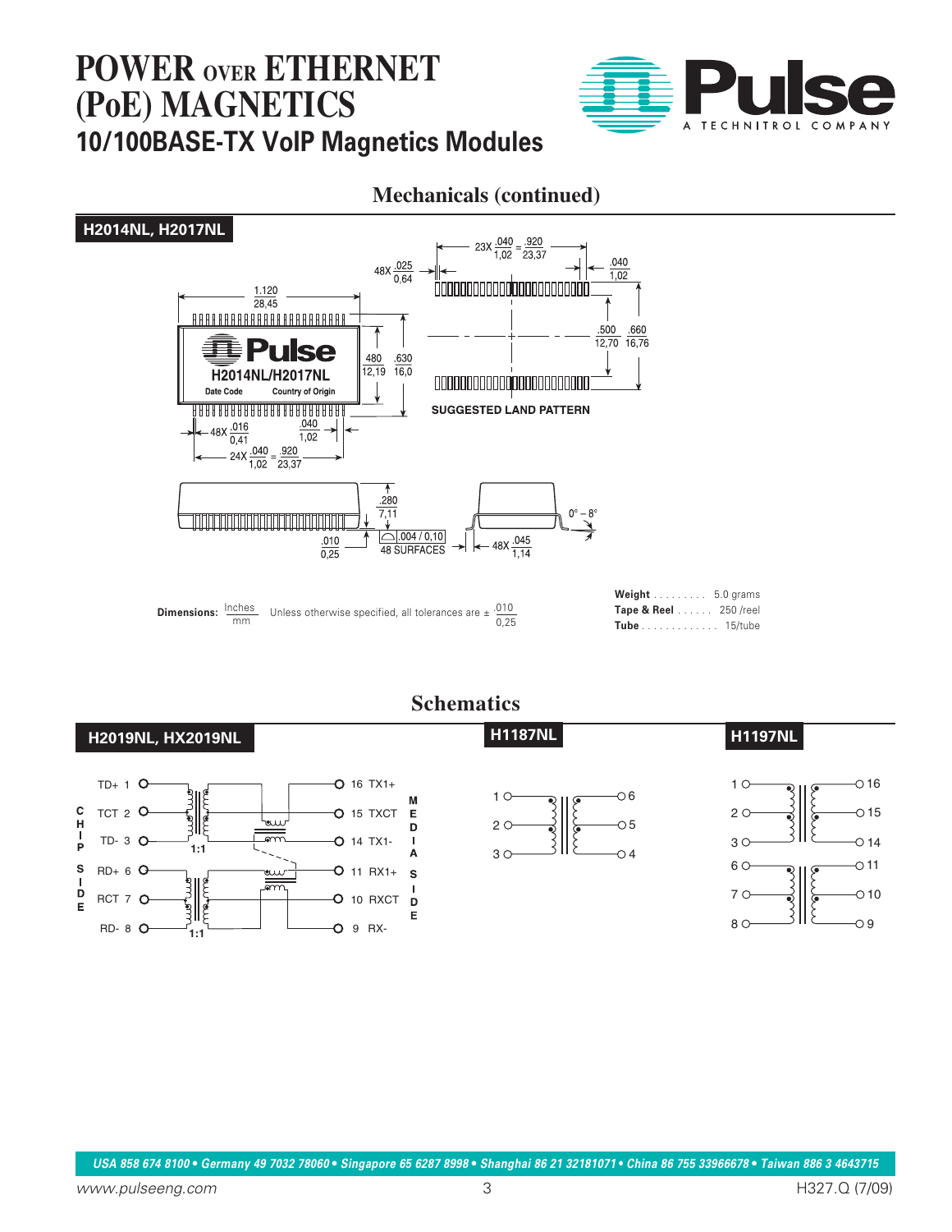# POWER OVER ETHERNET (PoE) MAGNETICS

## 10/100BASE-TX VoIP Magnetics Modules

## Mechanicals (continued)

### H2014NL, H2017NL

SUGGESTED LAND PATTERN

**Dimensions:** Inches / mm — Unless otherwise specified, all tolerances are ± .010 / 0,25

**Weight** .......... 5.0 grams
**Tape & Reel** ...... 250 /reel
**Tube** ............. 15/tube

## Schematics

### H2019NL, HX2019NL

### H1187NL

### H1197NL

USA 858 674 8100 • Germany 49 7032 78060 • Singapore 65 6287 8998 • Shanghai 86 21 32181071 • China 86 755 33966678 • Taiwan 886 3 4643715

www.pulseeng.com

H327.Q (7/09)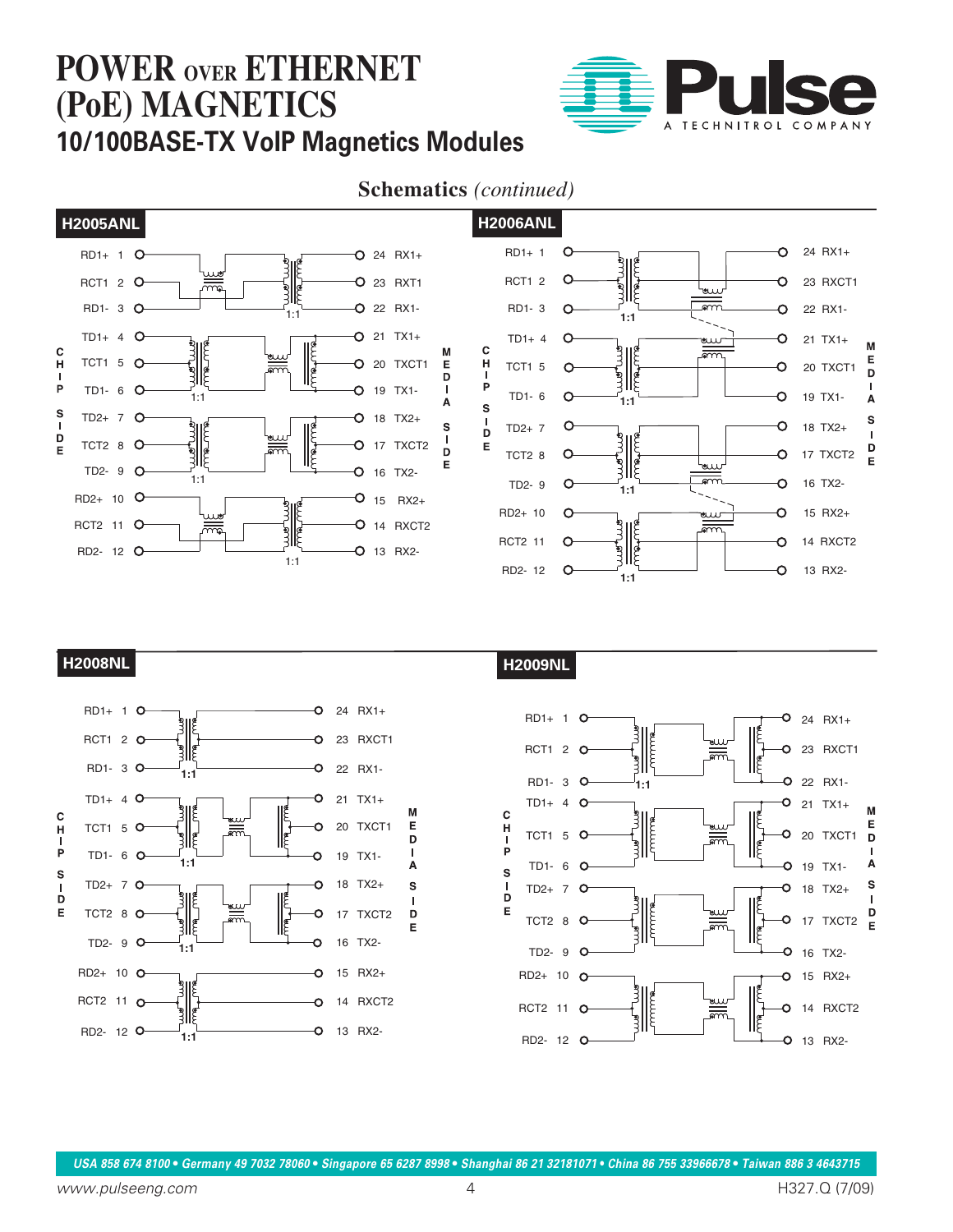# POWER OVER ETHERNET (PoE) MAGNETICS

## 10/100BASE-TX VoIP Magnetics Modules

### Schematics *(continued)*

**H2005ANL**

CHIP SIDE / MEDIA SIDE

RD1+ 1, RCT1 2, RD1- 3 — 1:1 — 24 RX1+, 23 RXT1, 22 RX1-

TD1+ 4, TCT1 5, TD1- 6 — 1:1 — 21 TX1+, 20 TXCT1, 19 TX1-

TD2+ 7, TCT2 8, TD2- 9 — 1:1 — 18 TX2+, 17 TXCT2, 16 TX2-

RD2+ 10, RCT2 11, RD2- 12 — 1:1 — 15 RX2+, 14 RXCT2, 13 RX2-

**H2006ANL**

CHIP SIDE / MEDIA SIDE

RD1+ 1, RCT1 2, RD1- 3 — 1:1 — 24 RX1+, 23 RXCT1, 22 RX1-

TD1+ 4, TCT1 5, TD1- 6 — 1:1 — 21 TX1+, 20 TXCT1, 19 TX1-

TD2+ 7, TCT2 8, TD2- 9 — 1:1 — 18 TX2+, 17 TXCT2, 16 TX2-

RD2+ 10, RCT2 11, RD2- 12 — 1:1 — 15 RX2+, 14 RXCT2, 13 RX2-

**H2008NL**

CHIP SIDE / MEDIA SIDE

RD1+ 1, RCT1 2, RD1- 3 — 1:1 — 24 RX1+, 23 RXCT1, 22 RX1-

TD1+ 4, TCT1 5, TD1- 6 — 1:1 — 21 TX1+, 20 TXCT1, 19 TX1-

TD2+ 7, TCT2 8, TD2- 9 — 1:1 — 18 TX2+, 17 TXCT2, 16 TX2-

RD2+ 10, RCT2 11, RD2- 12 — 1:1 — 15 RX2+, 14 RXCT2, 13 RX2-

**H2009NL**

CHIP SIDE / MEDIA SIDE

RD1+ 1, RCT1 2, RD1- 3 — 1:1 — 24 RX1+, 23 RXCT1, 22 RX1-

TD1+ 4, TCT1 5, TD1- 6 — 21 TX1+, 20 TXCT1, 19 TX1-

TD2+ 7, TCT2 8, TD2- 9 — 18 TX2+, 17 TXCT2, 16 TX2-

RD2+ 10, RCT2 11, RD2- 12 — 15 RX2+, 14 RXCT2, 13 RX2-

USA 858 674 8100 • Germany 49 7032 78060 • Singapore 65 6287 8998 • Shanghai 86 21 32181071 • China 86 755 33966678 • Taiwan 886 3 4643715

www.pulseeng.com H327.Q (7/09)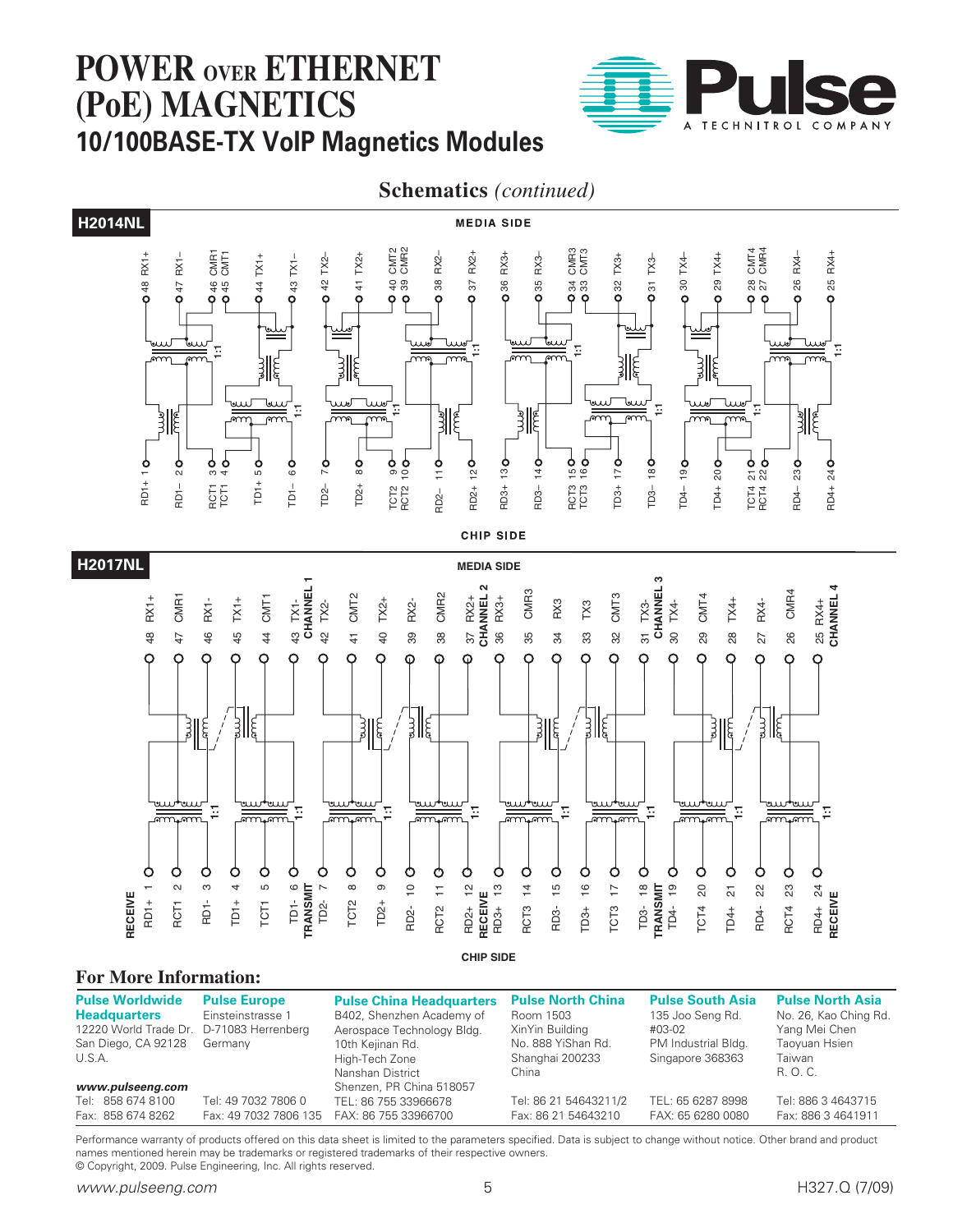# POWER OVER ETHERNET (PoE) MAGNETICS

## 10/100BASE-TX VoIP Magnetics Modules

## Schematics *(continued)*

**H2014NL**

MEDIA SIDE

48 RX1+
47 RX1–
46 CMR1
45 CMT1
44 TX1+
43 TX1–
42 TX2–
41 TX2+
40 CMT2
39 CMR2
38 RX2–
37 RX2+
36 RX3+
35 RX3–
34 CMR3
33 CMT3
32 TX3+
31 TX3–
30 TX4–
29 TX4+
28 CMT4
27 CMR4
26 RX4–
25 RX4+

1:1

RD1+ 1
RD1– 2
RCT1 3
TCT1 4
TD1+ 5
TD1– 6
TD2– 7
TD2+ 8
TCT2 9
RCT2 10
RD2– 11
RD2+ 12
RD3+ 13
RD3– 14
RCT3 15
TCT3 16
TD3+ 17
TD3– 18
TD4– 19
TD4+ 20
TCT4 21
RCT4 22
RD4– 23
RD4+ 24

CHIP SIDE

**H2017NL**

MEDIA SIDE

48 RX1+
47 CMR1
46 RX1-
45 TX1+
44 CMT1
43 TX1- CHANNEL 1
42 TX2-
41 CMT2
40 TX2+
39 RX2-
38 CMR2
37 RX2+ CHANNEL 2
36 RX3+
35 CMR3
34 RX3
33 TX3
32 CMT3
31 TX3- CHANNEL 3
30 TX4-
29 CMT4
28 TX4+
27 RX4-
26 CMR4
25 RX4+ CHANNEL 4

1:1

RECEIVE RD1+ 1
RCT1 2
RD1- 3
TD1+ 4
TCT1 5
TD1- 6 TRANSMIT
TD2- 7
TCT2 8
TD2+ 9
RD2- 10
RCT2 11
RD2+ 12 RECEIVE
RD3+ 13
RCT3 14
RD3- 15
TD3+ 16
TCT3 17
TD3- 18 TRANSMIT
TD4- 19
TCT4 20
TD4+ 21
RD4- 22
RCT4 23
RD4+ 24 RECEIVE

CHIP SIDE

## For More Information:

| Pulse Worldwide Headquarters | Pulse Europe | Pulse China Headquarters | Pulse North China | Pulse South Asia | Pulse North Asia |
|---|---|---|---|---|---|
| 12220 World Trade Dr.<br>San Diego, CA 92128<br>U.S.A. | Einsteinstrasse 1<br>D-71083 Herrenberg<br>Germany | B402, Shenzhen Academy of Aerospace Technology Bldg.<br>10th Kejinan Rd.<br>High-Tech Zone<br>Nanshan District<br>Shenzen, PR China 518057 | Room 1503<br>XinYin Building<br>No. 888 YiShan Rd.<br>Shanghai 200233<br>China | 135 Joo Seng Rd.<br>#03-02<br>PM Industrial Bldg.<br>Singapore 368363 | No. 26, Kao Ching Rd.<br>Yang Mei Chen<br>Taoyuan Hsien<br>Taiwan<br>R. O. C. |
| *www.pulseeng.com*<br>Tel: 858 674 8100<br>Fax: 858 674 8262 | Tel: 49 7032 7806 0<br>Fax: 49 7032 7806 135 | TEL: 86 755 33966678<br>FAX: 86 755 33966700 | Tel: 86 21 54643211/2<br>Fax: 86 21 54643210 | TEL: 65 6287 8998<br>FAX: 65 6280 0080 | Tel: 886 3 4643715<br>Fax: 886 3 4641911 |

Performance warranty of products offered on this data sheet is limited to the parameters specified. Data is subject to change without notice. Other brand and product names mentioned herein may be trademarks or registered trademarks of their respective owners.
© Copyright, 2009. Pulse Engineering, Inc. All rights reserved.

H327.Q (7/09)